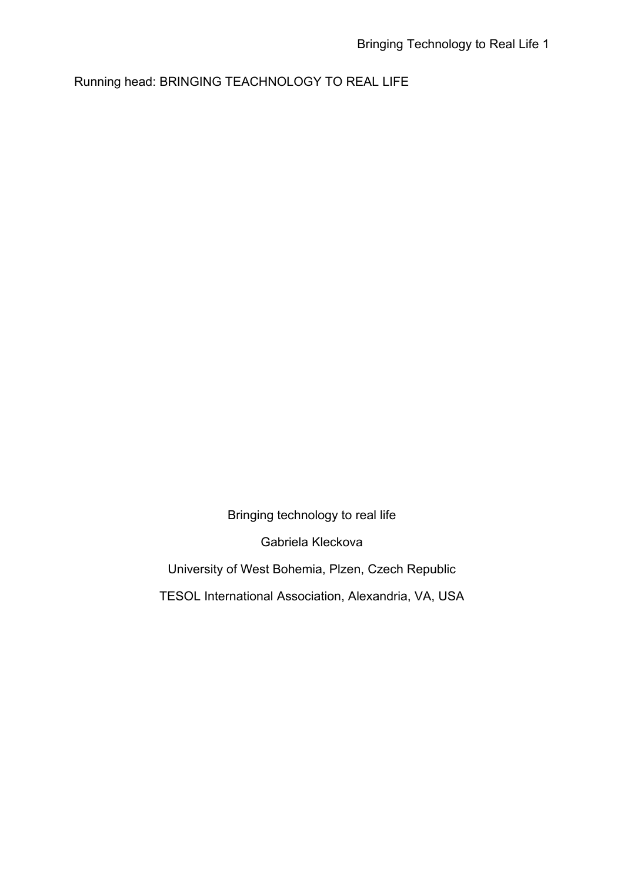Running head: BRINGING TEACHNOLOGY TO REAL LIFE

Bringing technology to real life

Gabriela Kleckova

University of West Bohemia, Plzen, Czech Republic

TESOL International Association, Alexandria, VA, USA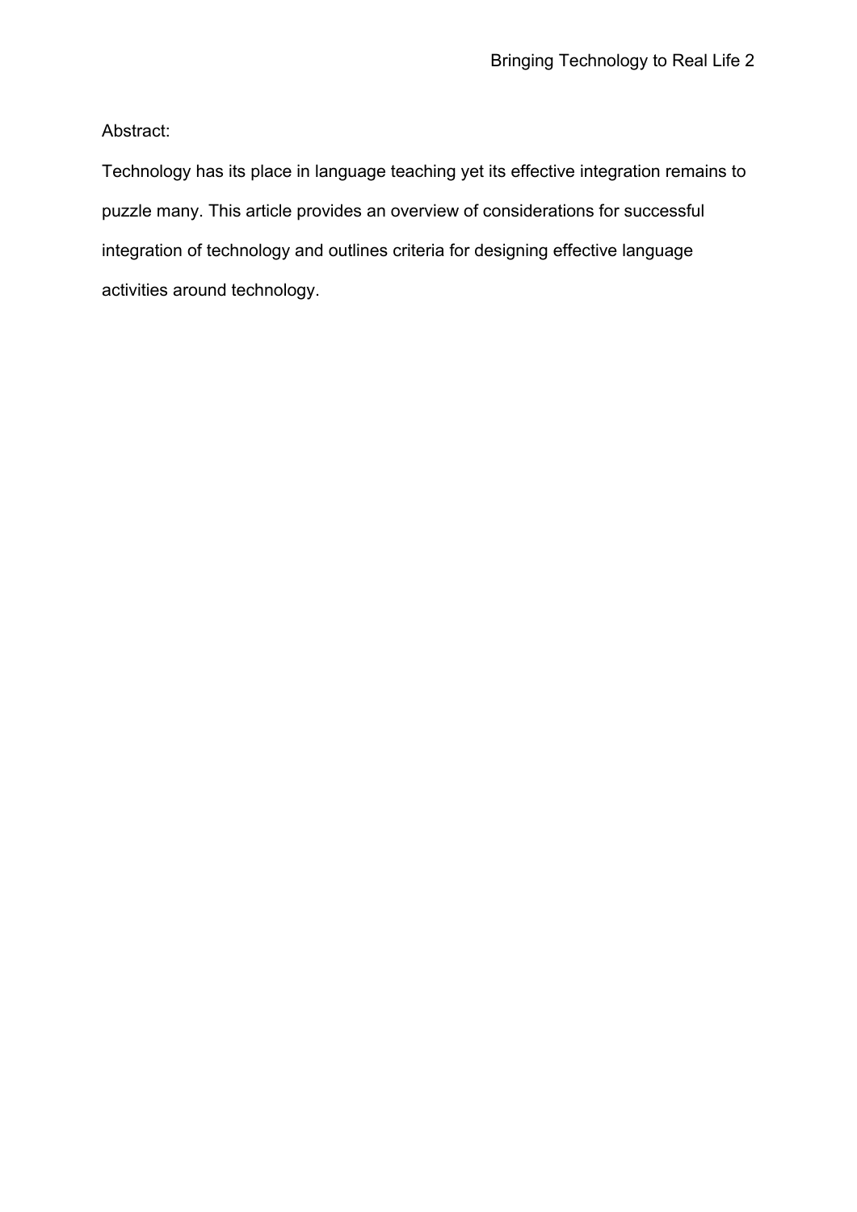Abstract:

Technology has its place in language teaching yet its effective integration remains to puzzle many. This article provides an overview of considerations for successful integration of technology and outlines criteria for designing effective language activities around technology.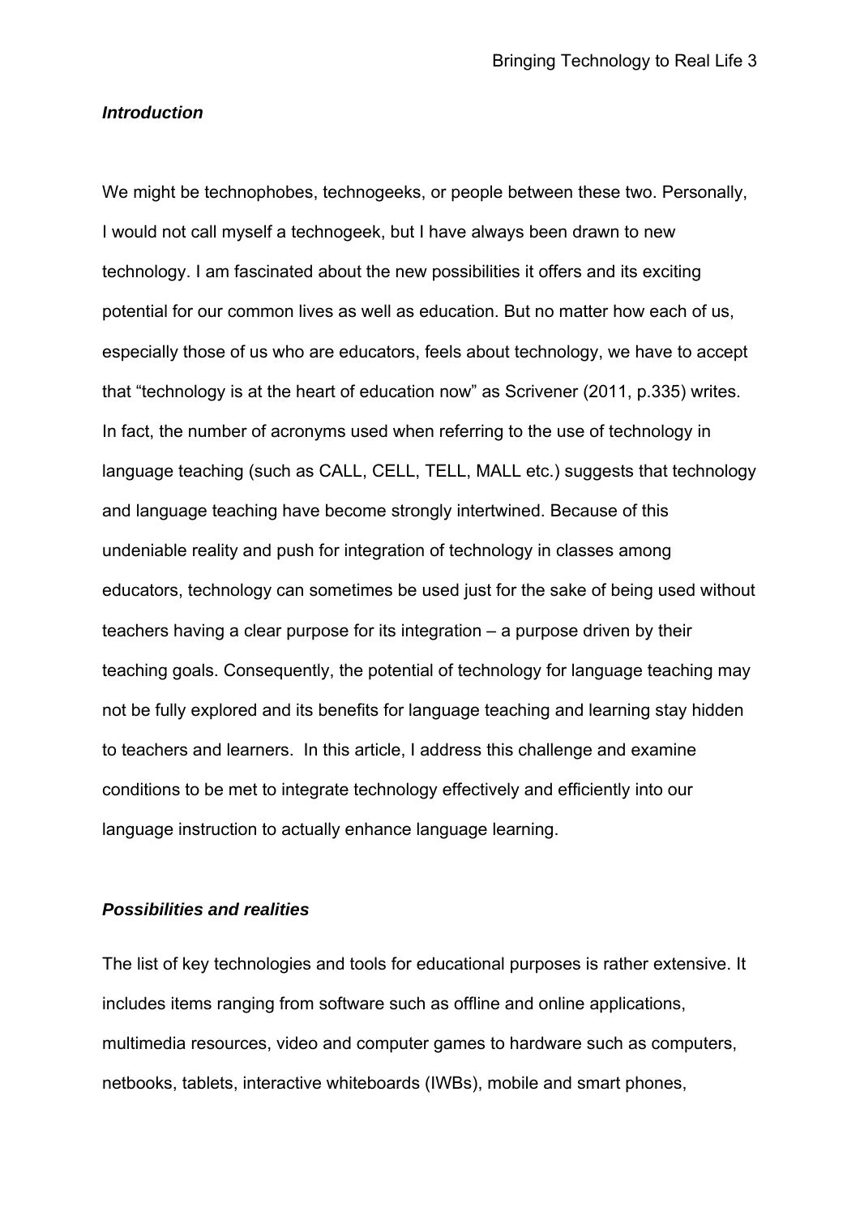### *Introduction*

We might be technophobes, technogeeks, or people between these two. Personally, I would not call myself a technogeek, but I have always been drawn to new technology. I am fascinated about the new possibilities it offers and its exciting potential for our common lives as well as education. But no matter how each of us, especially those of us who are educators, feels about technology, we have to accept that “technology is at the heart of education now” as Scrivener (2011, p.335) writes. In fact, the number of acronyms used when referring to the use of technology in language teaching (such as CALL, CELL, TELL, MALL etc.) suggests that technology and language teaching have become strongly intertwined. Because of this undeniable reality and push for integration of technology in classes among educators, technology can sometimes be used just for the sake of being used without teachers having a clear purpose for its integration – a purpose driven by their teaching goals. Consequently, the potential of technology for language teaching may not be fully explored and its benefits for language teaching and learning stay hidden to teachers and learners. In this article, I address this challenge and examine conditions to be met to integrate technology effectively and efficiently into our language instruction to actually enhance language learning.

### *Possibilities and realities*

The list of key technologies and tools for educational purposes is rather extensive. It includes items ranging from software such as offline and online applications, multimedia resources, video and computer games to hardware such as computers, netbooks, tablets, interactive whiteboards (IWBs), mobile and smart phones,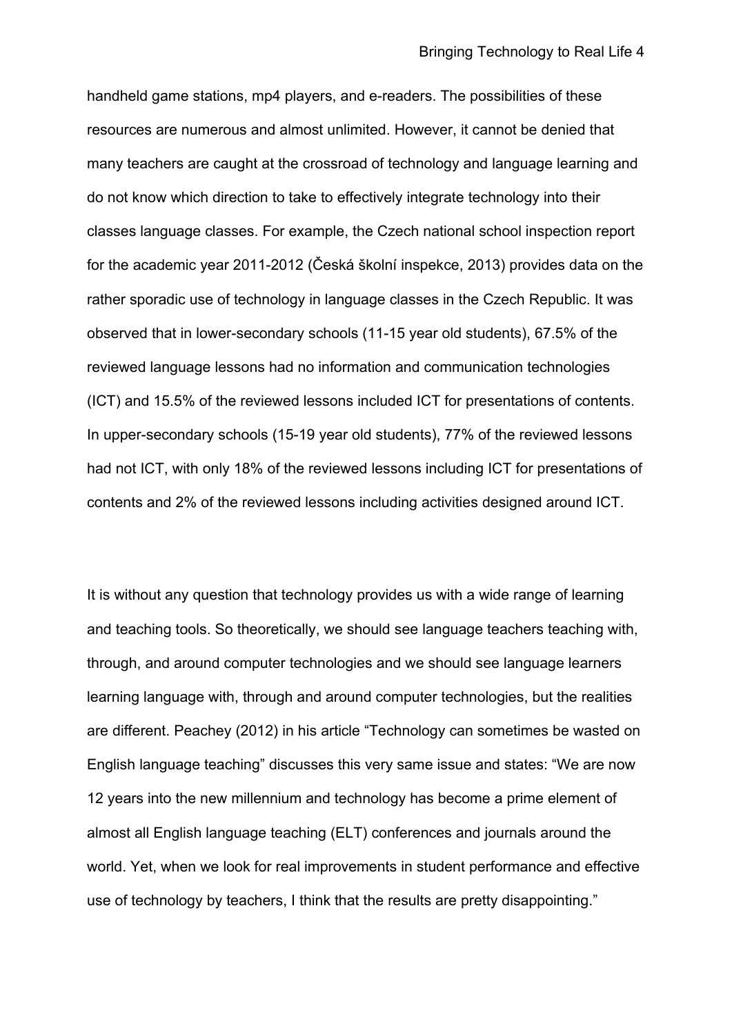handheld game stations, mp4 players, and e-readers. The possibilities of these resources are numerous and almost unlimited. However, it cannot be denied that many teachers are caught at the crossroad of technology and language learning and do not know which direction to take to effectively integrate technology into their classes language classes. For example, the Czech national school inspection report for the academic year 2011-2012 (Česká školní inspekce, 2013) provides data on the rather sporadic use of technology in language classes in the Czech Republic. It was observed that in lower-secondary schools (11-15 year old students), 67.5% of the reviewed language lessons had no information and communication technologies (ICT) and 15.5% of the reviewed lessons included ICT for presentations of contents. In upper-secondary schools (15-19 year old students), 77% of the reviewed lessons had not ICT, with only 18% of the reviewed lessons including ICT for presentations of contents and 2% of the reviewed lessons including activities designed around ICT.

It is without any question that technology provides us with a wide range of learning and teaching tools. So theoretically, we should see language teachers teaching with, through, and around computer technologies and we should see language learners learning language with, through and around computer technologies, but the realities are different. Peachey (2012) in his article "Technology can sometimes be wasted on English language teaching" discusses this very same issue and states: "We are now 12 years into the new millennium and technology has become a prime element of almost all English language teaching (ELT) conferences and journals around the world. Yet, when we look for real improvements in student performance and effective use of technology by teachers, I think that the results are pretty disappointing."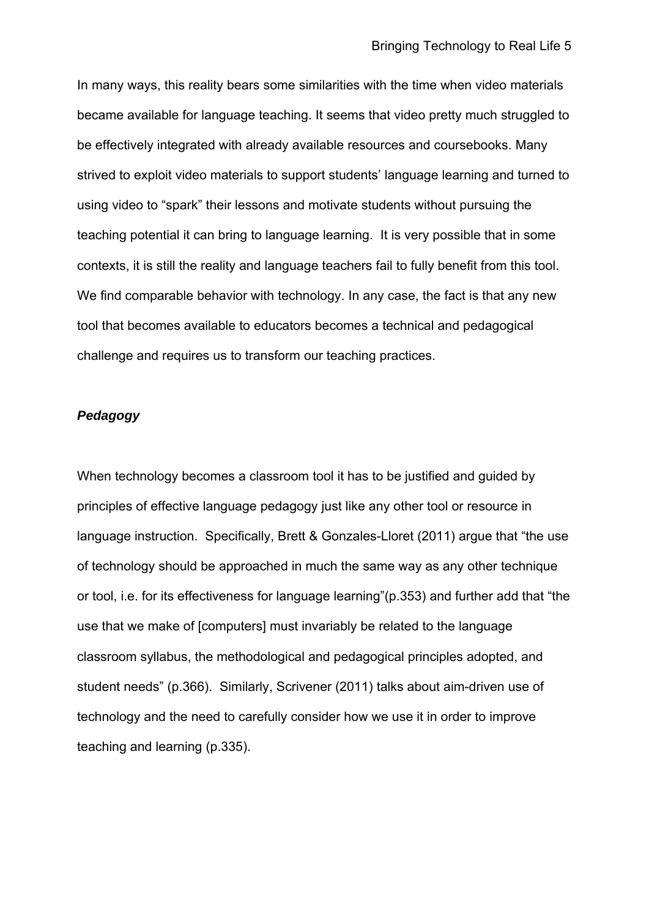In many ways, this reality bears some similarities with the time when video materials became available for language teaching. It seems that video pretty much struggled to be effectively integrated with already available resources and coursebooks. Many strived to exploit video materials to support students' language learning and turned to using video to "spark" their lessons and motivate students without pursuing the teaching potential it can bring to language learning. It is very possible that in some contexts, it is still the reality and language teachers fail to fully benefit from this tool. We find comparable behavior with technology. In any case, the fact is that any new tool that becomes available to educators becomes a technical and pedagogical challenge and requires us to transform our teaching practices.

### ***Pedagogy***

When technology becomes a classroom tool it has to be justified and guided by principles of effective language pedagogy just like any other tool or resource in language instruction. Specifically, Brett & Gonzales-Lloret (2011) argue that "the use of technology should be approached in much the same way as any other technique or tool, i.e. for its effectiveness for language learning"(p.353) and further add that "the use that we make of [computers] must invariably be related to the language classroom syllabus, the methodological and pedagogical principles adopted, and student needs" (p.366). Similarly, Scrivener (2011) talks about aim-driven use of technology and the need to carefully consider how we use it in order to improve teaching and learning (p.335).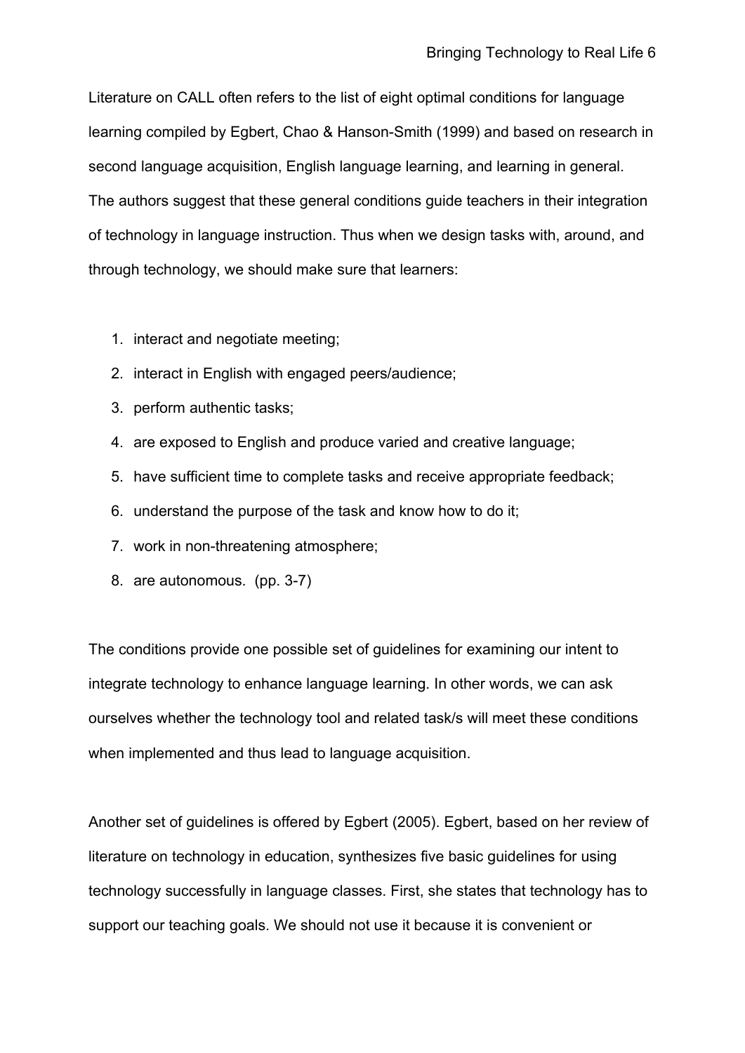Literature on CALL often refers to the list of eight optimal conditions for language learning compiled by Egbert, Chao & Hanson-Smith (1999) and based on research in second language acquisition, English language learning, and learning in general. The authors suggest that these general conditions guide teachers in their integration of technology in language instruction. Thus when we design tasks with, around, and through technology, we should make sure that learners:

1. interact and negotiate meeting;
2. interact in English with engaged peers/audience;
3. perform authentic tasks;
4. are exposed to English and produce varied and creative language;
5. have sufficient time to complete tasks and receive appropriate feedback;
6. understand the purpose of the task and know how to do it;
7. work in non-threatening atmosphere;
8. are autonomous. (pp. 3-7)

The conditions provide one possible set of guidelines for examining our intent to integrate technology to enhance language learning. In other words, we can ask ourselves whether the technology tool and related task/s will meet these conditions when implemented and thus lead to language acquisition.

Another set of guidelines is offered by Egbert (2005). Egbert, based on her review of literature on technology in education, synthesizes five basic guidelines for using technology successfully in language classes. First, she states that technology has to support our teaching goals. We should not use it because it is convenient or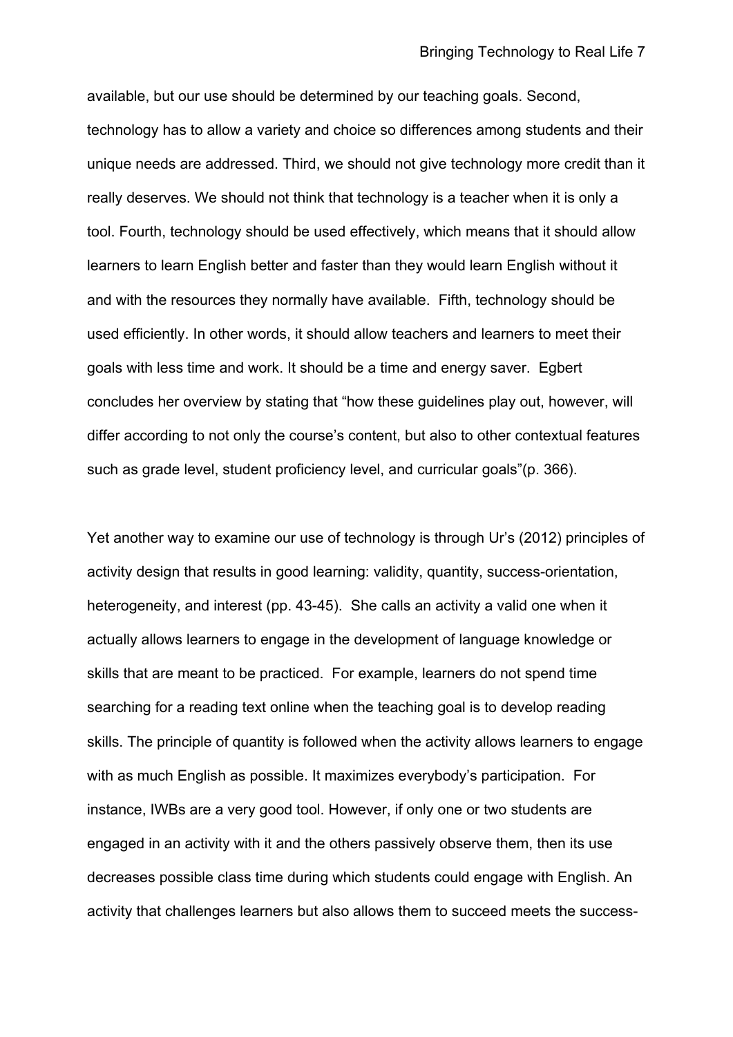available, but our use should be determined by our teaching goals. Second, technology has to allow a variety and choice so differences among students and their unique needs are addressed. Third, we should not give technology more credit than it really deserves. We should not think that technology is a teacher when it is only a tool. Fourth, technology should be used effectively, which means that it should allow learners to learn English better and faster than they would learn English without it and with the resources they normally have available. Fifth, technology should be used efficiently. In other words, it should allow teachers and learners to meet their goals with less time and work. It should be a time and energy saver. Egbert concludes her overview by stating that “how these guidelines play out, however, will differ according to not only the course’s content, but also to other contextual features such as grade level, student proficiency level, and curricular goals”(p. 366).

Yet another way to examine our use of technology is through Ur’s (2012) principles of activity design that results in good learning: validity, quantity, success-orientation, heterogeneity, and interest (pp. 43-45). She calls an activity a valid one when it actually allows learners to engage in the development of language knowledge or skills that are meant to be practiced. For example, learners do not spend time searching for a reading text online when the teaching goal is to develop reading skills. The principle of quantity is followed when the activity allows learners to engage with as much English as possible. It maximizes everybody’s participation. For instance, IWBs are a very good tool. However, if only one or two students are engaged in an activity with it and the others passively observe them, then its use decreases possible class time during which students could engage with English. An activity that challenges learners but also allows them to succeed meets the success-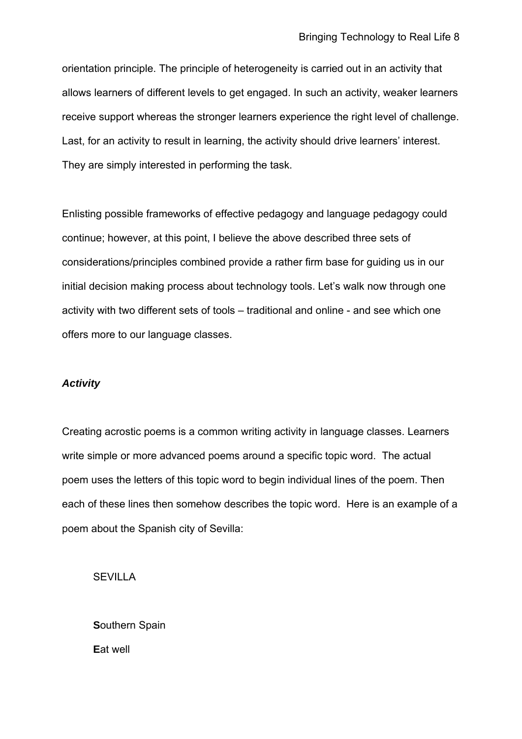orientation principle. The principle of heterogeneity is carried out in an activity that allows learners of different levels to get engaged. In such an activity, weaker learners receive support whereas the stronger learners experience the right level of challenge. Last, for an activity to result in learning, the activity should drive learners' interest. They are simply interested in performing the task.

Enlisting possible frameworks of effective pedagogy and language pedagogy could continue; however, at this point, I believe the above described three sets of considerations/principles combined provide a rather firm base for guiding us in our initial decision making process about technology tools. Let's walk now through one activity with two different sets of tools – traditional and online - and see which one offers more to our language classes.

***Activity***

Creating acrostic poems is a common writing activity in language classes. Learners write simple or more advanced poems around a specific topic word. The actual poem uses the letters of this topic word to begin individual lines of the poem. Then each of these lines then somehow describes the topic word. Here is an example of a poem about the Spanish city of Sevilla:

SEVILLA

**S**outhern Spain

**E**at well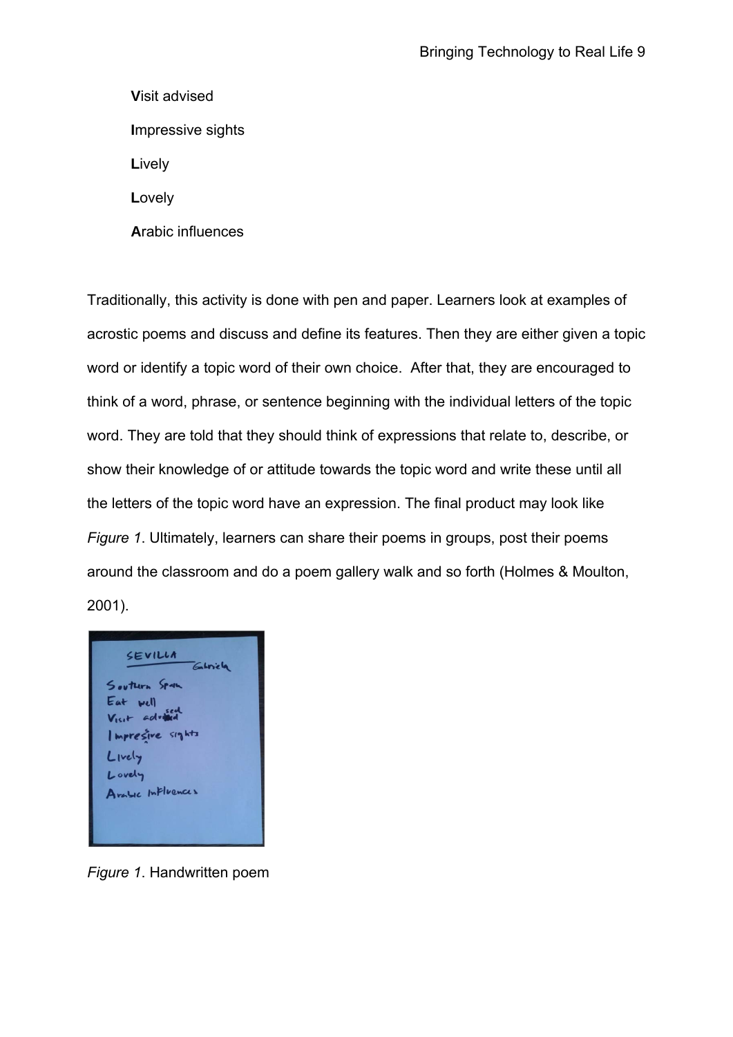**V**isit advised

**I**mpressive sights

**L**ively

**L**ovely

**A**rabic influences

Traditionally, this activity is done with pen and paper. Learners look at examples of acrostic poems and discuss and define its features. Then they are either given a topic word or identify a topic word of their own choice. After that, they are encouraged to think of a word, phrase, or sentence beginning with the individual letters of the topic word. They are told that they should think of expressions that relate to, describe, or show their knowledge of or attitude towards the topic word and write these until all the letters of the topic word have an expression. The final product may look like *Figure 1*. Ultimately, learners can share their poems in groups, post their poems around the classroom and do a poem gallery walk and so forth (Holmes & Moulton, 2001).

*Figure 1*. Handwritten poem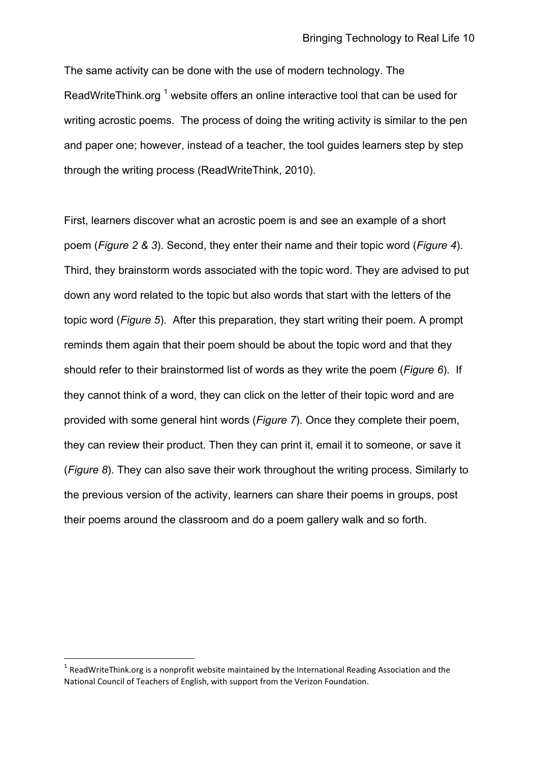The same activity can be done with the use of modern technology. The ReadWriteThink.org [1] website offers an online interactive tool that can be used for writing acrostic poems. The process of doing the writing activity is similar to the pen and paper one; however, instead of a teacher, the tool guides learners step by step through the writing process (ReadWriteThink, 2010).

First, learners discover what an acrostic poem is and see an example of a short poem (*Figure 2 & 3*). Second, they enter their name and their topic word (*Figure 4*). Third, they brainstorm words associated with the topic word. They are advised to put down any word related to the topic but also words that start with the letters of the topic word (*Figure 5*). After this preparation, they start writing their poem. A prompt reminds them again that their poem should be about the topic word and that they should refer to their brainstormed list of words as they write the poem (*Figure 6*). If they cannot think of a word, they can click on the letter of their topic word and are provided with some general hint words (*Figure 7*). Once they complete their poem, they can review their product. Then they can print it, email it to someone, or save it (*Figure 8*). They can also save their work throughout the writing process. Similarly to the previous version of the activity, learners can share their poems in groups, post their poems around the classroom and do a poem gallery walk and so forth.

[1] ReadWriteThink.org is a nonprofit website maintained by the International Reading Association and the National Council of Teachers of English, with support from the Verizon Foundation.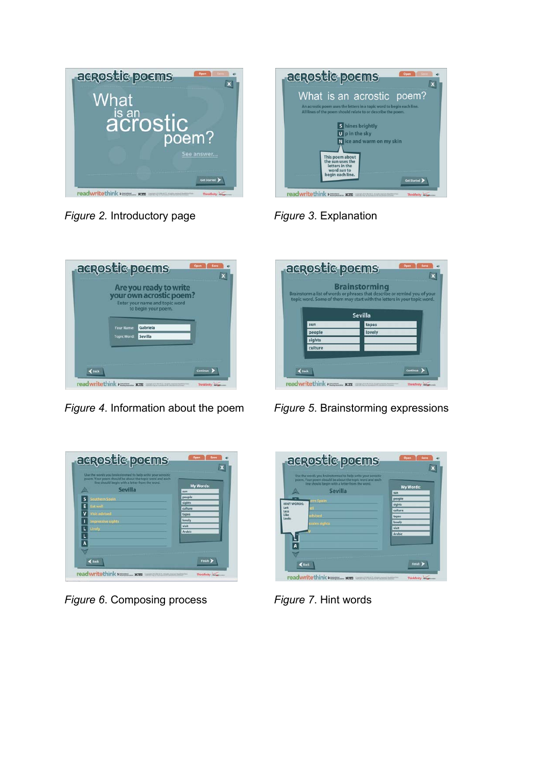*Figure 2*. Introductory page

*Figure 3*. Explanation

*Figure 4*. Information about the poem

*Figure 5*. Brainstorming expressions

*Figure 6*. Composing process

*Figure 7*. Hint words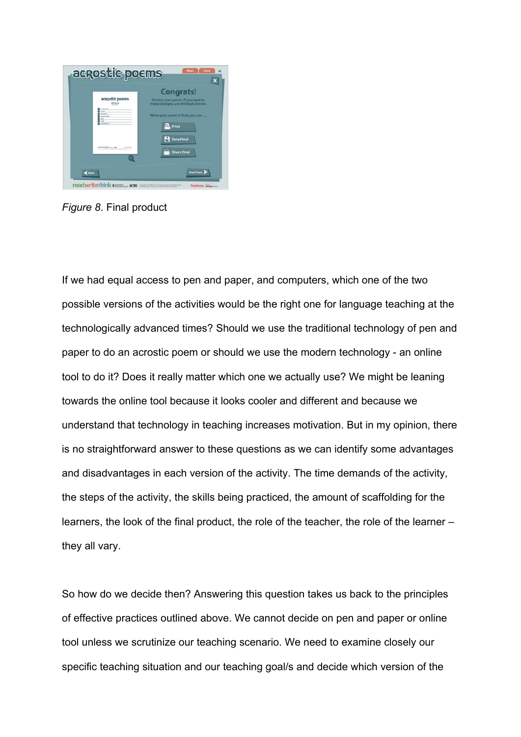*Figure 8*. Final product

If we had equal access to pen and paper, and computers, which one of the two possible versions of the activities would be the right one for language teaching at the technologically advanced times? Should we use the traditional technology of pen and paper to do an acrostic poem or should we use the modern technology - an online tool to do it? Does it really matter which one we actually use? We might be leaning towards the online tool because it looks cooler and different and because we understand that technology in teaching increases motivation. But in my opinion, there is no straightforward answer to these questions as we can identify some advantages and disadvantages in each version of the activity. The time demands of the activity, the steps of the activity, the skills being practiced, the amount of scaffolding for the learners, the look of the final product, the role of the teacher, the role of the learner – they all vary.

So how do we decide then? Answering this question takes us back to the principles of effective practices outlined above. We cannot decide on pen and paper or online tool unless we scrutinize our teaching scenario. We need to examine closely our specific teaching situation and our teaching goal/s and decide which version of the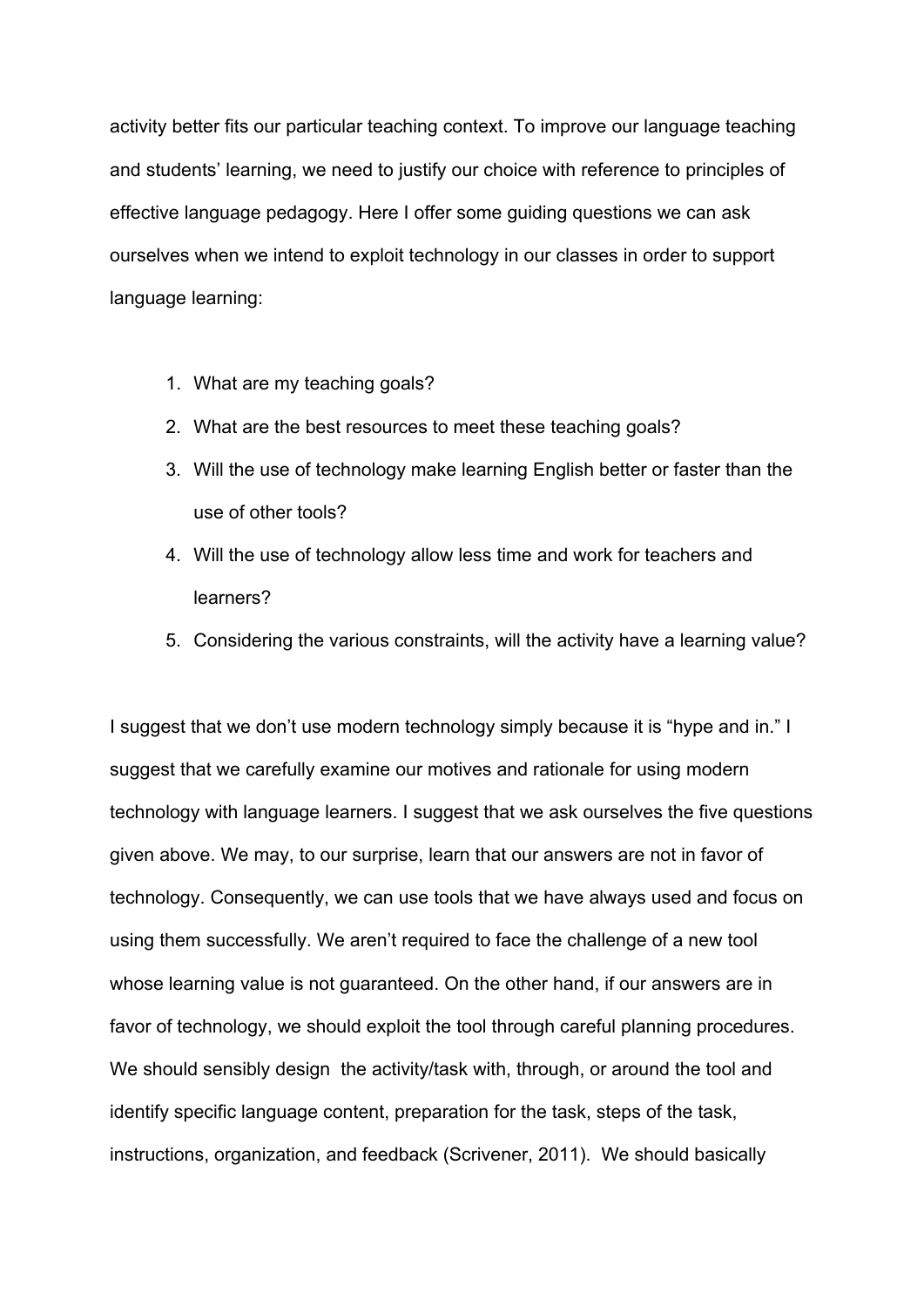activity better fits our particular teaching context. To improve our language teaching and students' learning, we need to justify our choice with reference to principles of effective language pedagogy. Here I offer some guiding questions we can ask ourselves when we intend to exploit technology in our classes in order to support language learning:

1. What are my teaching goals?
2. What are the best resources to meet these teaching goals?
3. Will the use of technology make learning English better or faster than the use of other tools?
4. Will the use of technology allow less time and work for teachers and learners?
5. Considering the various constraints, will the activity have a learning value?

I suggest that we don't use modern technology simply because it is "hype and in." I suggest that we carefully examine our motives and rationale for using modern technology with language learners. I suggest that we ask ourselves the five questions given above. We may, to our surprise, learn that our answers are not in favor of technology. Consequently, we can use tools that we have always used and focus on using them successfully. We aren't required to face the challenge of a new tool whose learning value is not guaranteed. On the other hand, if our answers are in favor of technology, we should exploit the tool through careful planning procedures. We should sensibly design the activity/task with, through, or around the tool and identify specific language content, preparation for the task, steps of the task, instructions, organization, and feedback (Scrivener, 2011). We should basically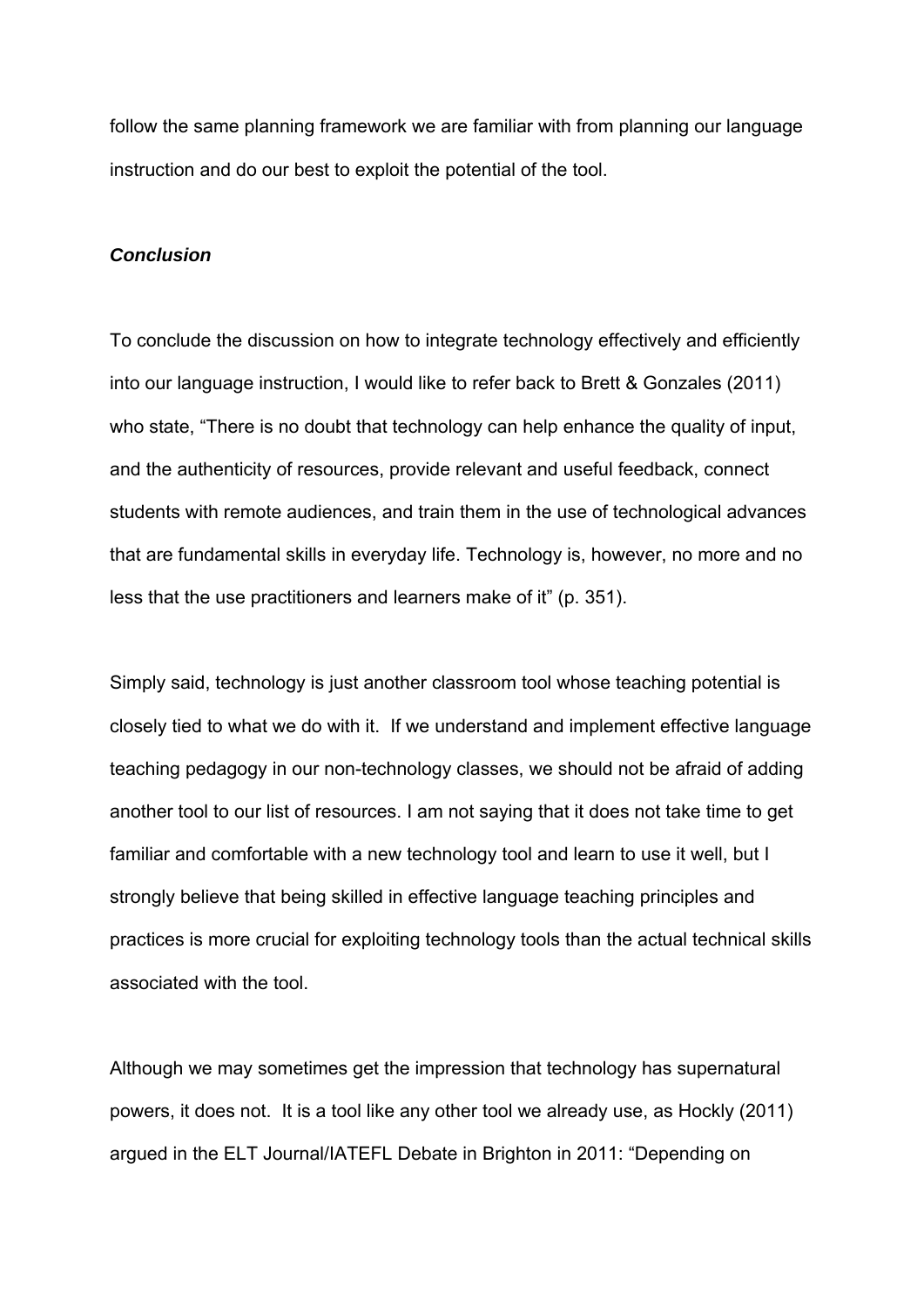follow the same planning framework we are familiar with from planning our language instruction and do our best to exploit the potential of the tool.

### *Conclusion*

To conclude the discussion on how to integrate technology effectively and efficiently into our language instruction, I would like to refer back to Brett & Gonzales (2011) who state, "There is no doubt that technology can help enhance the quality of input, and the authenticity of resources, provide relevant and useful feedback, connect students with remote audiences, and train them in the use of technological advances that are fundamental skills in everyday life. Technology is, however, no more and no less that the use practitioners and learners make of it" (p. 351).

Simply said, technology is just another classroom tool whose teaching potential is closely tied to what we do with it. If we understand and implement effective language teaching pedagogy in our non-technology classes, we should not be afraid of adding another tool to our list of resources. I am not saying that it does not take time to get familiar and comfortable with a new technology tool and learn to use it well, but I strongly believe that being skilled in effective language teaching principles and practices is more crucial for exploiting technology tools than the actual technical skills associated with the tool.

Although we may sometimes get the impression that technology has supernatural powers, it does not. It is a tool like any other tool we already use, as Hockly (2011) argued in the ELT Journal/IATEFL Debate in Brighton in 2011: "Depending on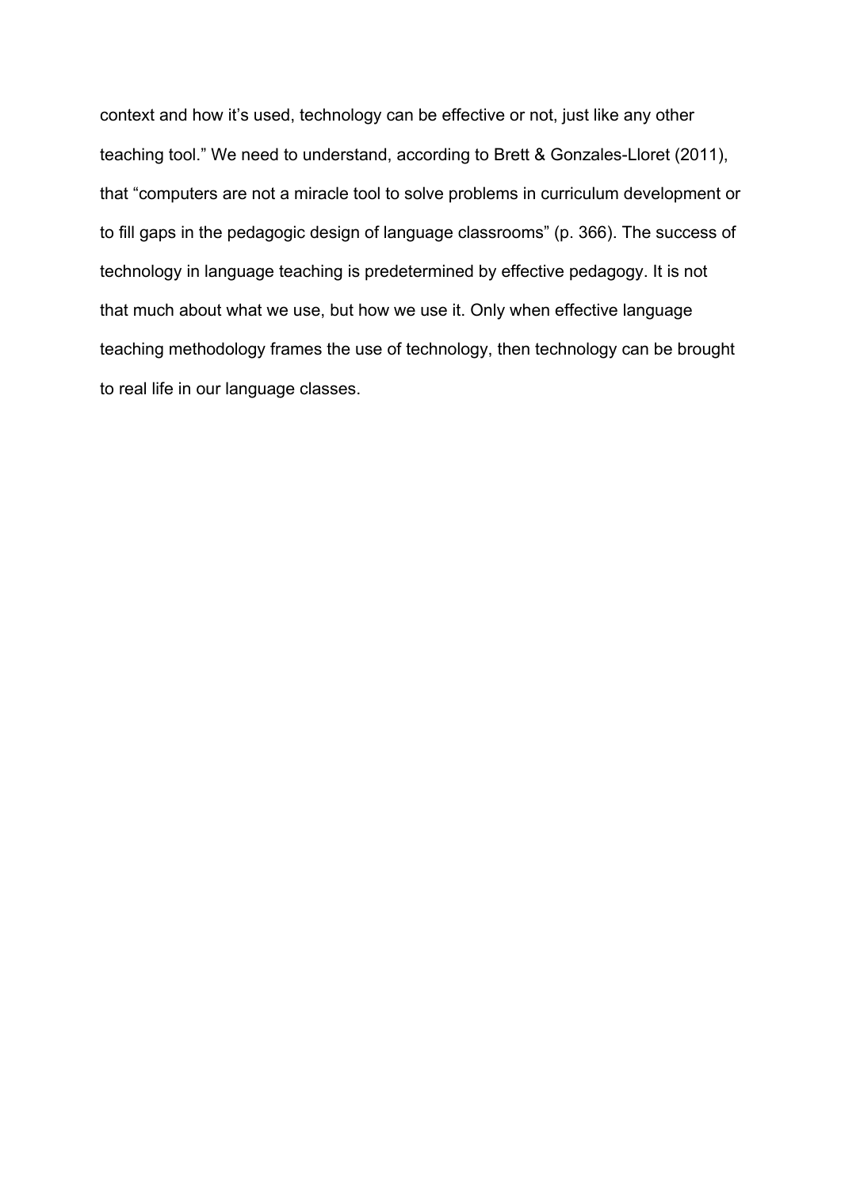context and how it’s used, technology can be effective or not, just like any other teaching tool.” We need to understand, according to Brett & Gonzales-Lloret (2011), that “computers are not a miracle tool to solve problems in curriculum development or to fill gaps in the pedagogic design of language classrooms” (p. 366). The success of technology in language teaching is predetermined by effective pedagogy. It is not that much about what we use, but how we use it. Only when effective language teaching methodology frames the use of technology, then technology can be brought to real life in our language classes.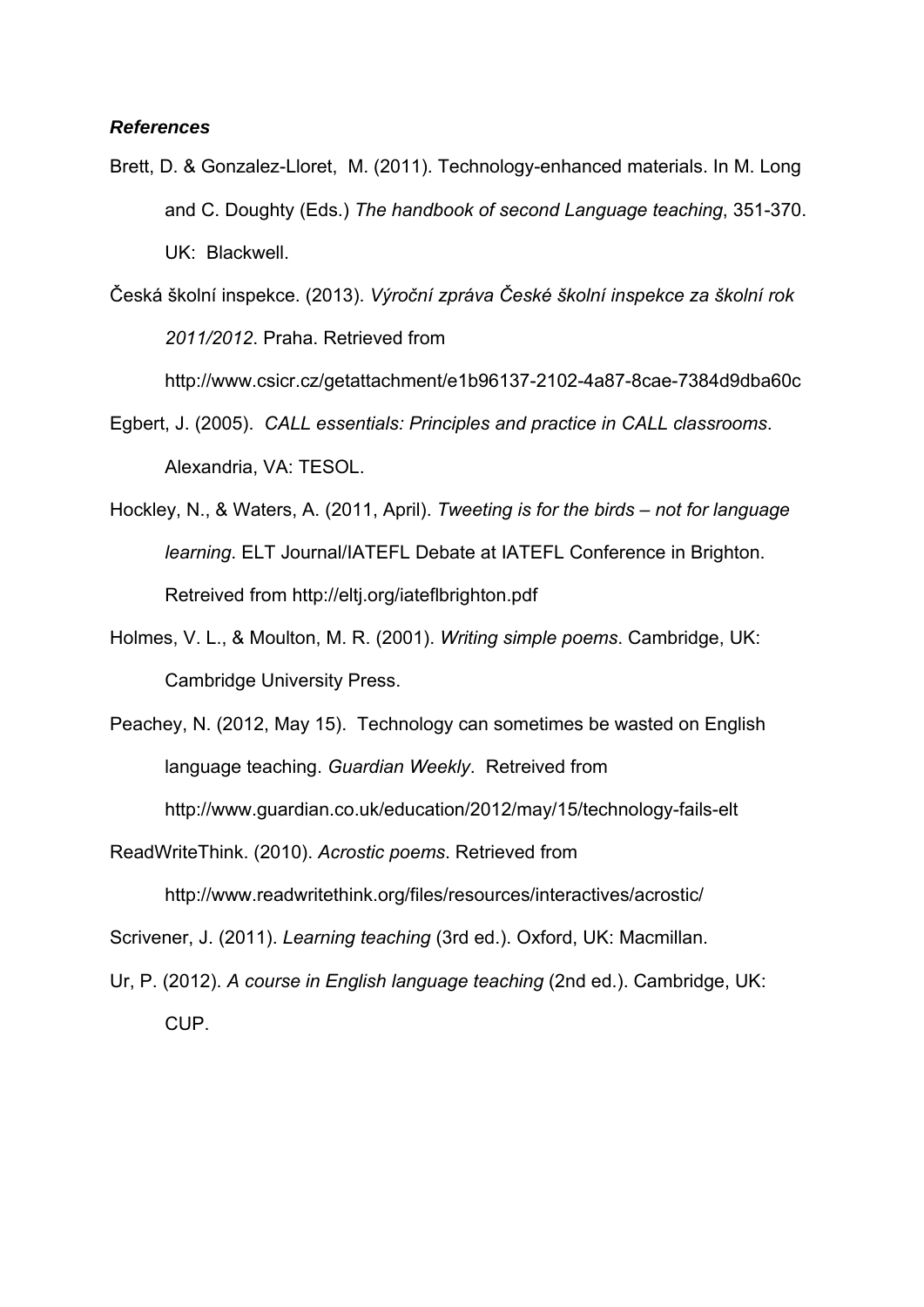***References***

Brett, D. & Gonzalez-Lloret, M. (2011). Technology-enhanced materials. In M. Long and C. Doughty (Eds.) *The handbook of second Language teaching*, 351-370. UK: Blackwell.

Česká školní inspekce. (2013). *Výroční zpráva České školní inspekce za školní rok 2011/2012*. Praha. Retrieved from http://www.csicr.cz/getattachment/e1b96137-2102-4a87-8cae-7384d9dba60c

Egbert, J. (2005). *CALL essentials: Principles and practice in CALL classrooms*. Alexandria, VA: TESOL.

Hockley, N., & Waters, A. (2011, April). *Tweeting is for the birds – not for language learning*. ELT Journal/IATEFL Debate at IATEFL Conference in Brighton. Retreived from http://eltj.org/iateflbrighton.pdf

Holmes, V. L., & Moulton, M. R. (2001). *Writing simple poems*. Cambridge, UK: Cambridge University Press.

Peachey, N. (2012, May 15). Technology can sometimes be wasted on English language teaching. *Guardian Weekly*. Retreived from http://www.guardian.co.uk/education/2012/may/15/technology-fails-elt

ReadWriteThink. (2010). *Acrostic poems*. Retrieved from http://www.readwritethink.org/files/resources/interactives/acrostic/

Scrivener, J. (2011). *Learning teaching* (3rd ed.). Oxford, UK: Macmillan.

Ur, P. (2012). *A course in English language teaching* (2nd ed.). Cambridge, UK: CUP.